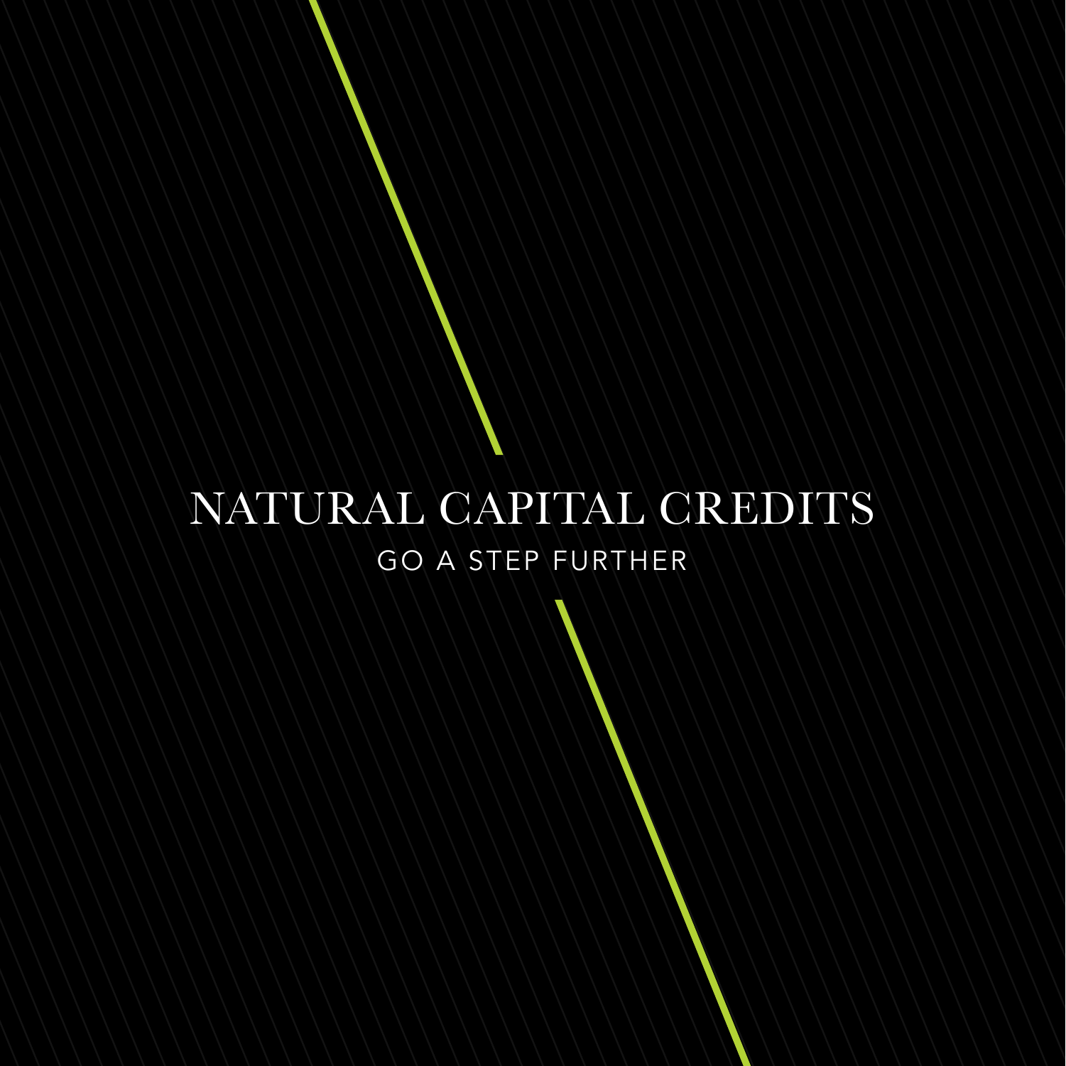# NATURAL CAPITAL CREDITS

GO A STEP FURTHER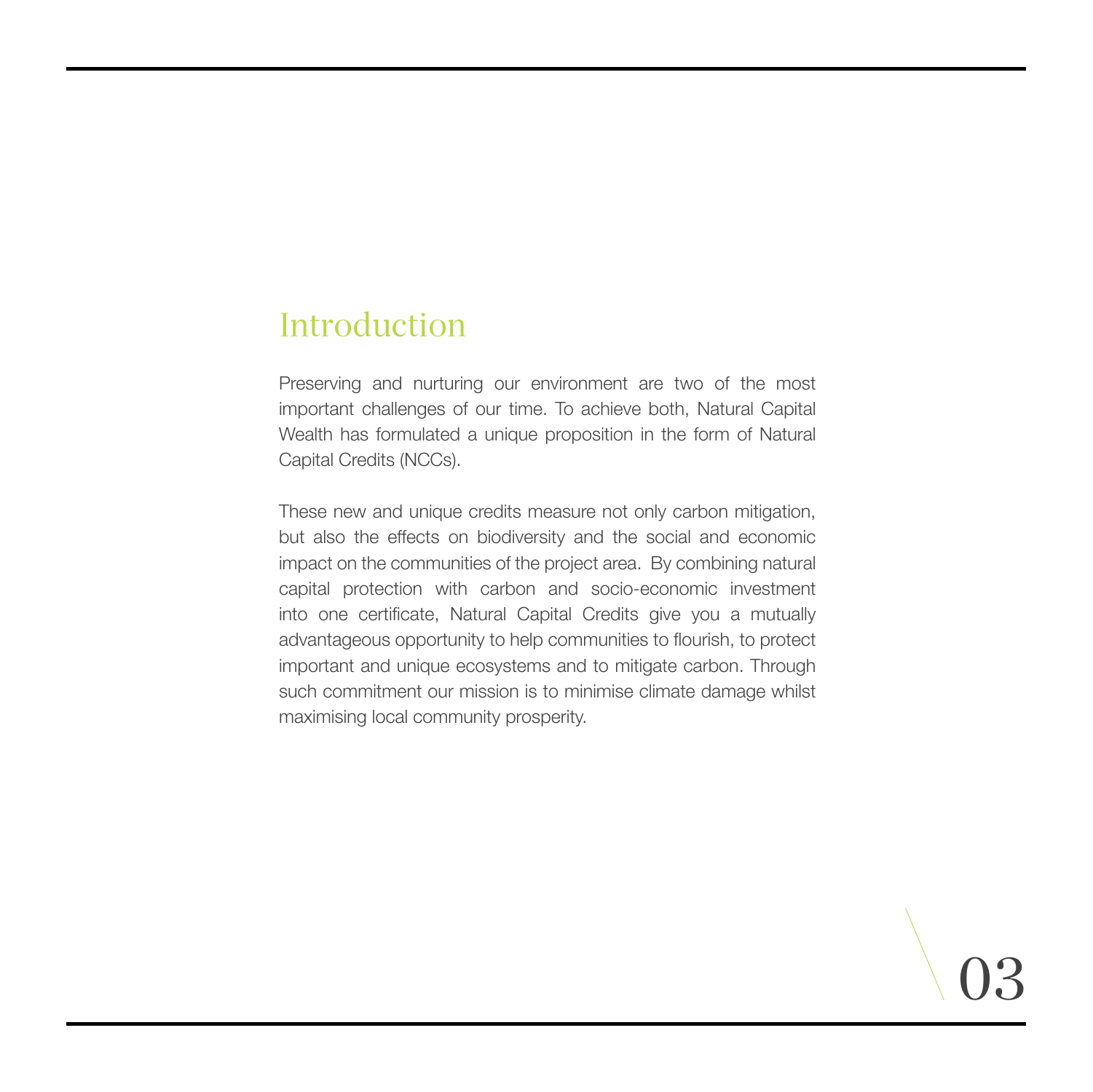# Introduction

Preserving and nurturing our environment are two of the most important challenges of our time. To achieve both, Natural Capital Wealth has formulated a unique proposition in the form of Natural Capital Credits (NCCs).

These new and unique credits measure not only carbon mitigation, but also the effects on biodiversity and the social and economic impact on the communities of the project area. By combining natural capital protection with carbon and socio-economic investment into one certificate, Natural Capital Credits give you a mutually advantageous opportunity to help communities to flourish, to protect important and unique ecosystems and to mitigate carbon. Through such commitment our mission is to minimise climate damage whilst maximising local community prosperity.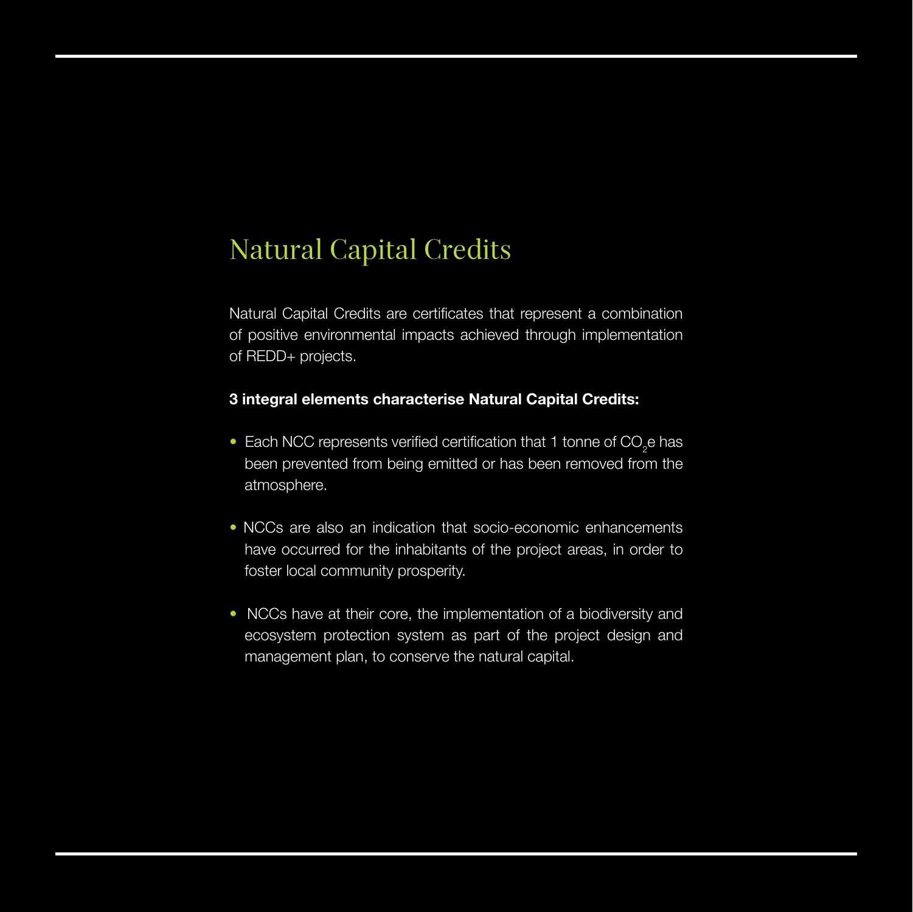# Natural Capital Credits

Natural Capital Credits are certificates that represent a combination of positive environmental impacts achieved through implementation of REDD+ projects.

**3 integral elements characterise Natural Capital Credits:**

- Each NCC represents verified certification that 1 tonne of $CO_2$e has been prevented from being emitted or has been removed from the atmosphere.
- NCCs are also an indication that socio-economic enhancements have occurred for the inhabitants of the project areas, in order to foster local community prosperity.
- NCCs have at their core, the implementation of a biodiversity and ecosystem protection system as part of the project design and management plan, to conserve the natural capital.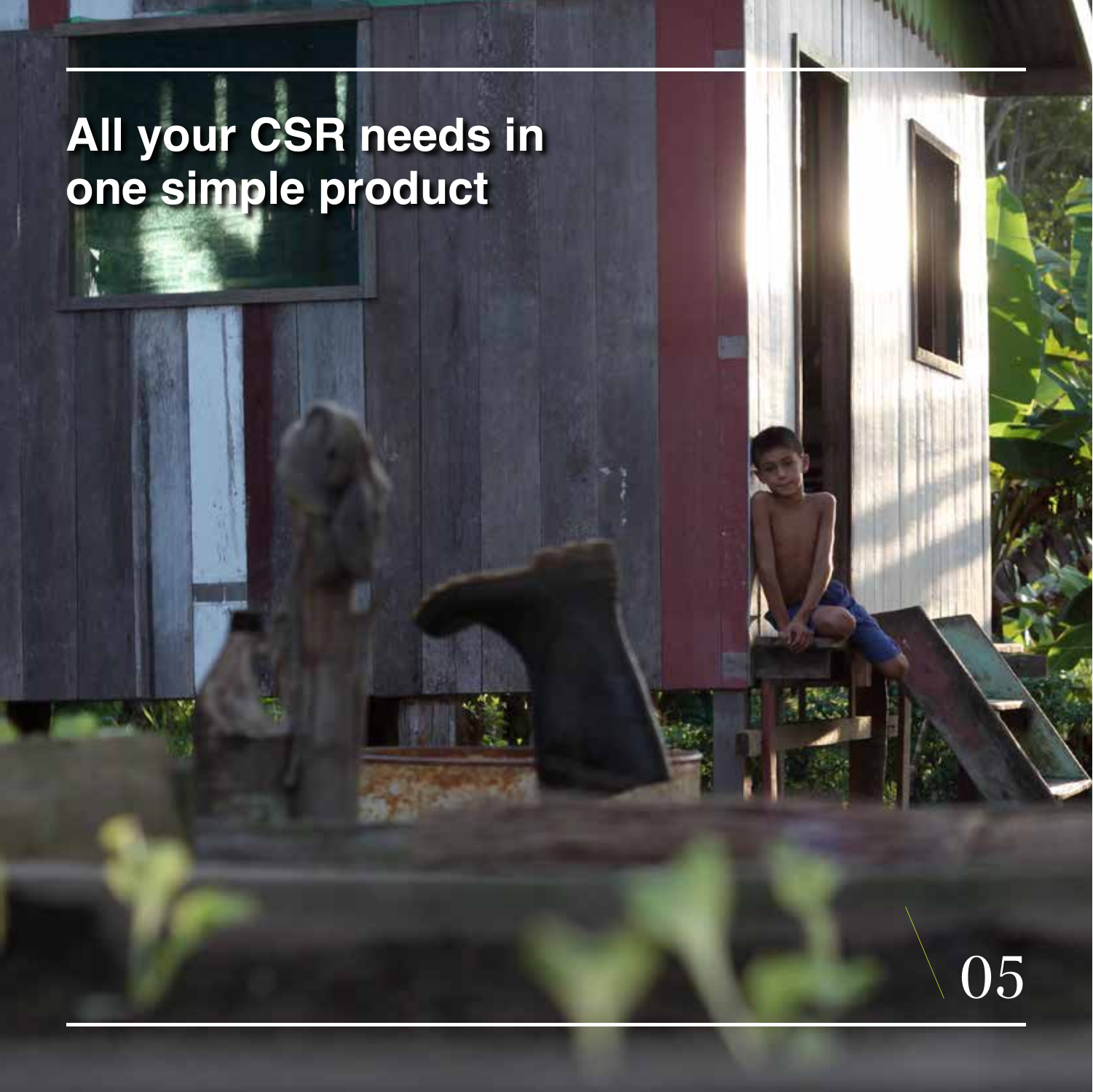# All your CSR needs in one simple product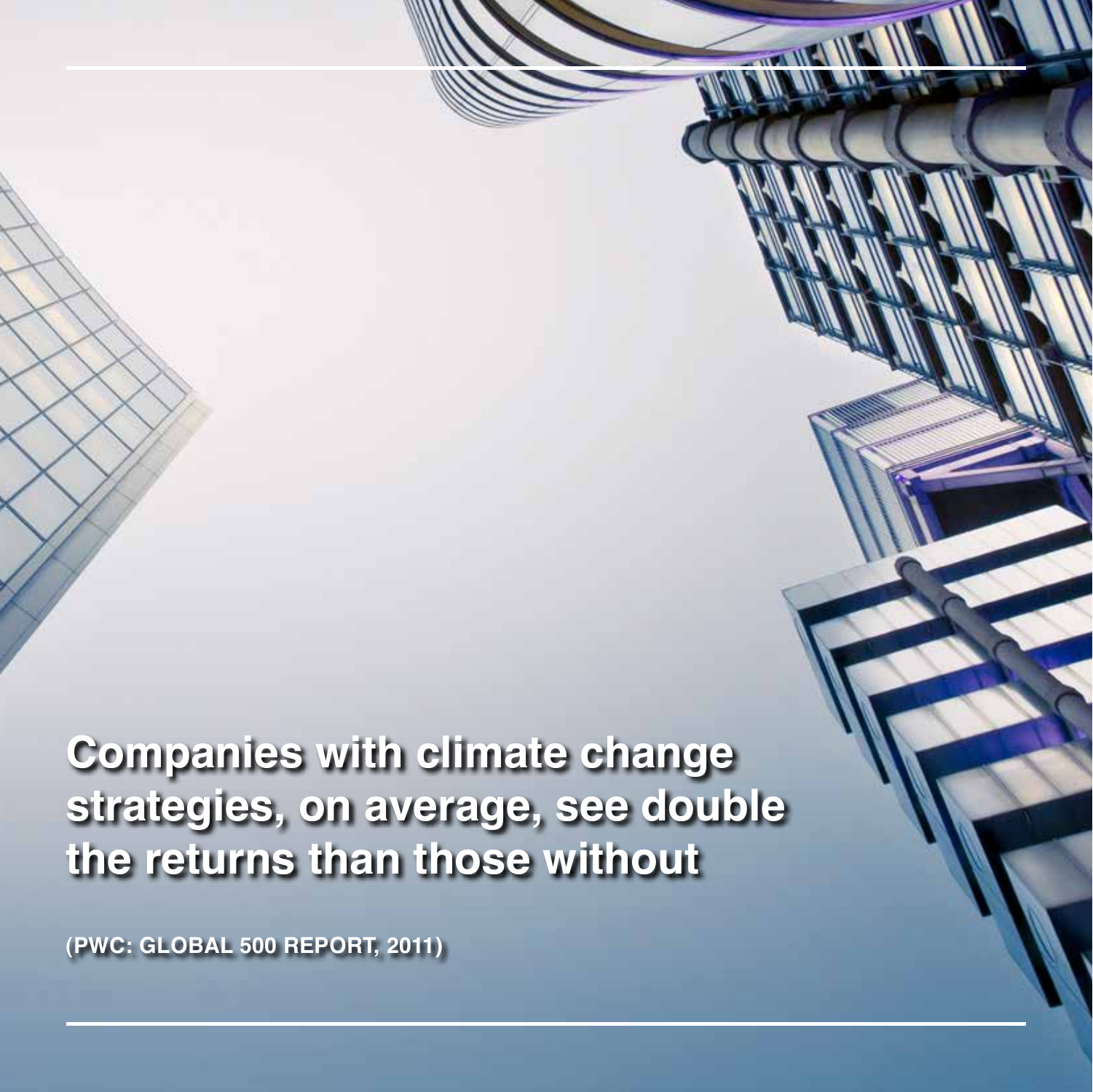**Companies with climate change strategies, on average, see double the returns than those without**

**(PWC: GLOBAL 500 REPORT, 2011)**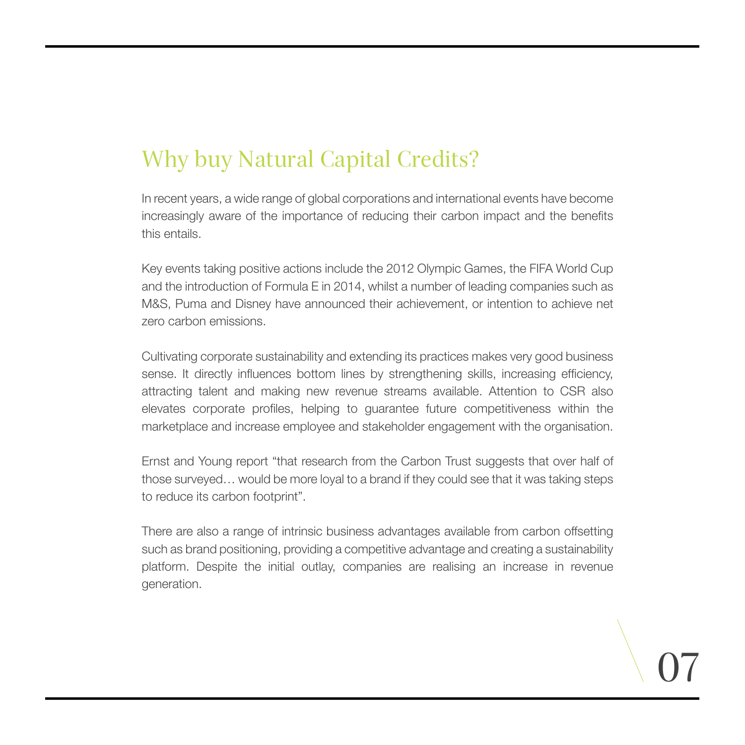## Why buy Natural Capital Credits?

In recent years, a wide range of global corporations and international events have become increasingly aware of the importance of reducing their carbon impact and the benefits this entails.

Key events taking positive actions include the 2012 Olympic Games, the FIFA World Cup and the introduction of Formula E in 2014, whilst a number of leading companies such as M&S, Puma and Disney have announced their achievement, or intention to achieve net zero carbon emissions.

Cultivating corporate sustainability and extending its practices makes very good business sense. It directly influences bottom lines by strengthening skills, increasing efficiency, attracting talent and making new revenue streams available. Attention to CSR also elevates corporate profiles, helping to guarantee future competitiveness within the marketplace and increase employee and stakeholder engagement with the organisation.

Ernst and Young report "that research from the Carbon Trust suggests that over half of those surveyed… would be more loyal to a brand if they could see that it was taking steps to reduce its carbon footprint".

There are also a range of intrinsic business advantages available from carbon offsetting such as brand positioning, providing a competitive advantage and creating a sustainability platform. Despite the initial outlay, companies are realising an increase in revenue generation.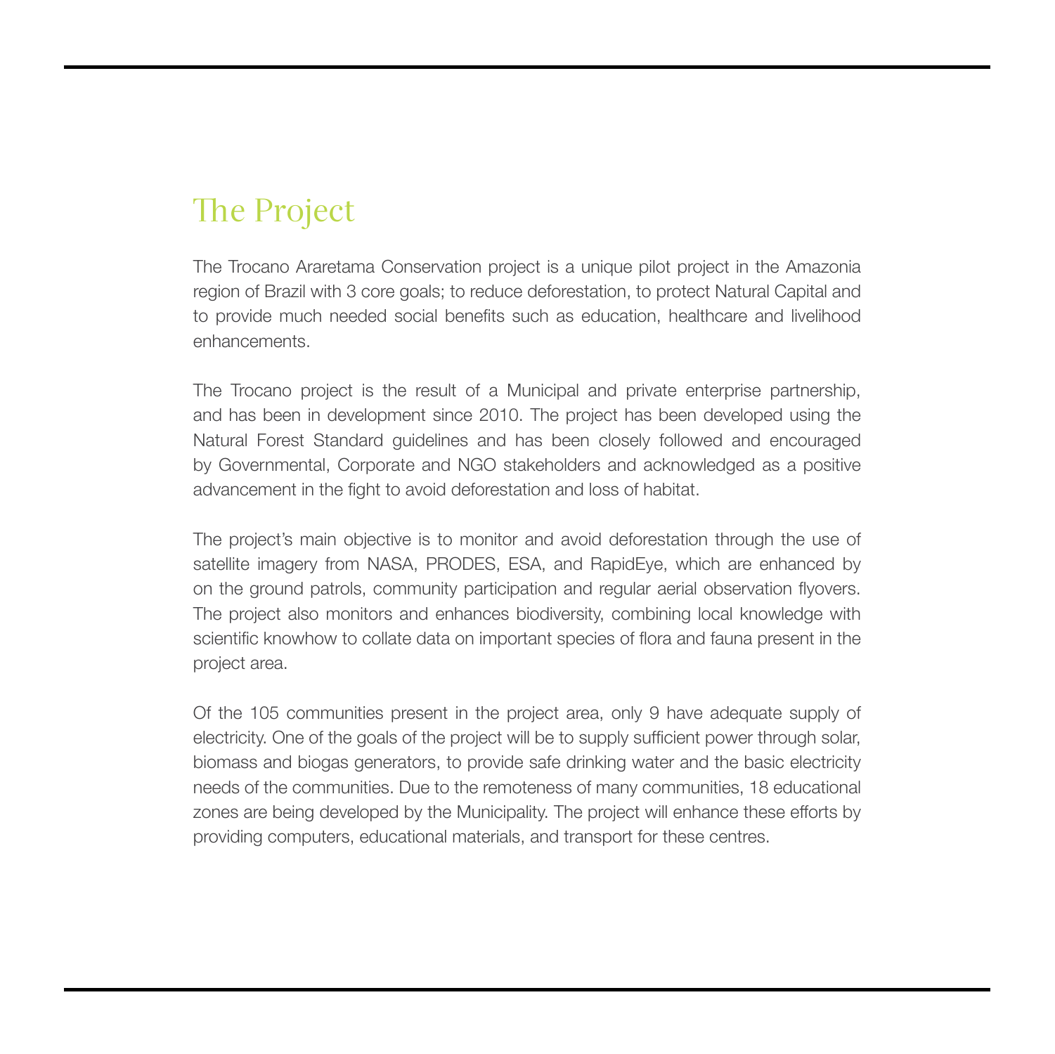# The Project

The Trocano Araretama Conservation project is a unique pilot project in the Amazonia region of Brazil with 3 core goals; to reduce deforestation, to protect Natural Capital and to provide much needed social benefits such as education, healthcare and livelihood enhancements.

The Trocano project is the result of a Municipal and private enterprise partnership, and has been in development since 2010. The project has been developed using the Natural Forest Standard guidelines and has been closely followed and encouraged by Governmental, Corporate and NGO stakeholders and acknowledged as a positive advancement in the fight to avoid deforestation and loss of habitat.

The project's main objective is to monitor and avoid deforestation through the use of satellite imagery from NASA, PRODES, ESA, and RapidEye, which are enhanced by on the ground patrols, community participation and regular aerial observation flyovers. The project also monitors and enhances biodiversity, combining local knowledge with scientific knowhow to collate data on important species of flora and fauna present in the project area.

Of the 105 communities present in the project area, only 9 have adequate supply of electricity. One of the goals of the project will be to supply sufficient power through solar, biomass and biogas generators, to provide safe drinking water and the basic electricity needs of the communities. Due to the remoteness of many communities, 18 educational zones are being developed by the Municipality. The project will enhance these efforts by providing computers, educational materials, and transport for these centres.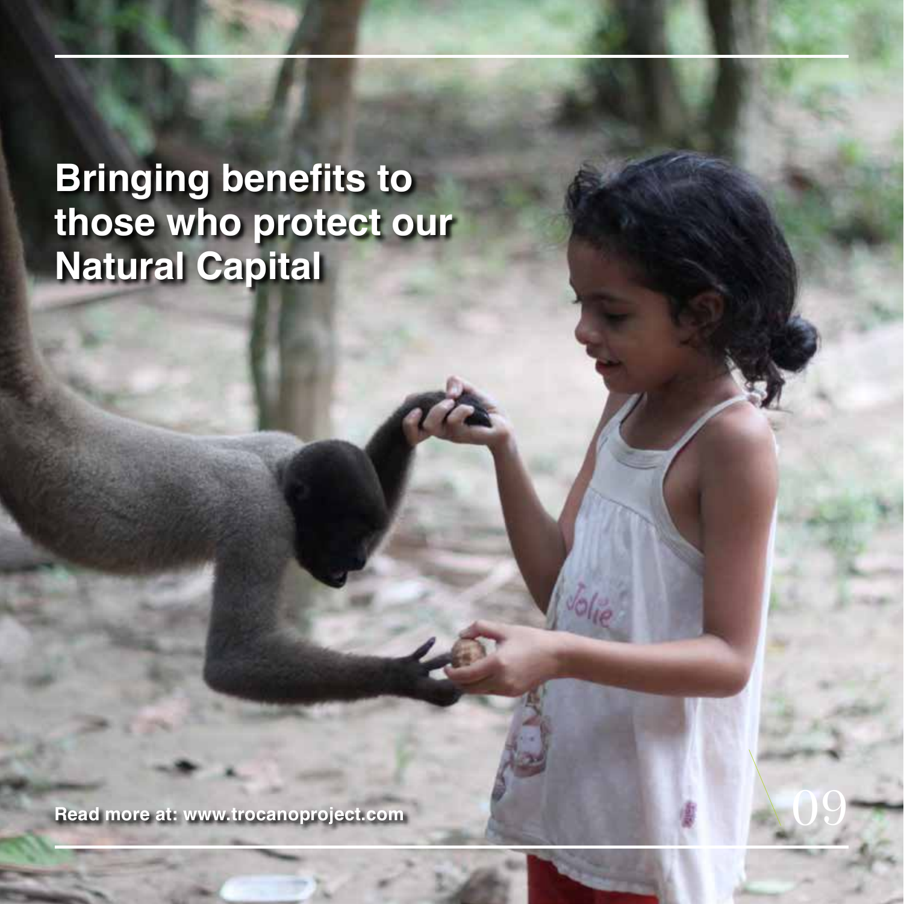# Bringing benefits to those who protect our Natural Capital

Read more at: www.trocanoproject.com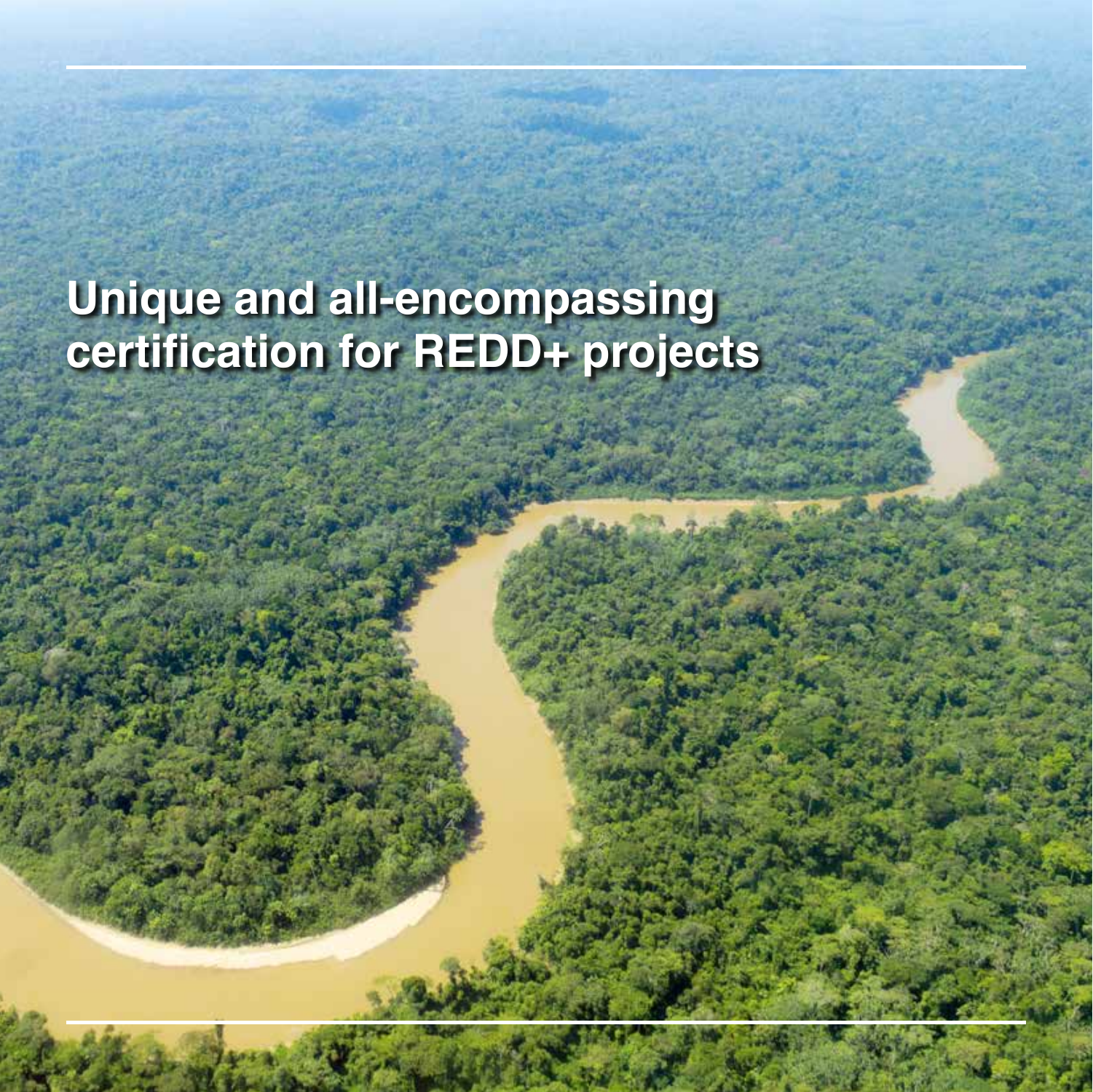# Unique and all-encompassing certification for REDD+ projects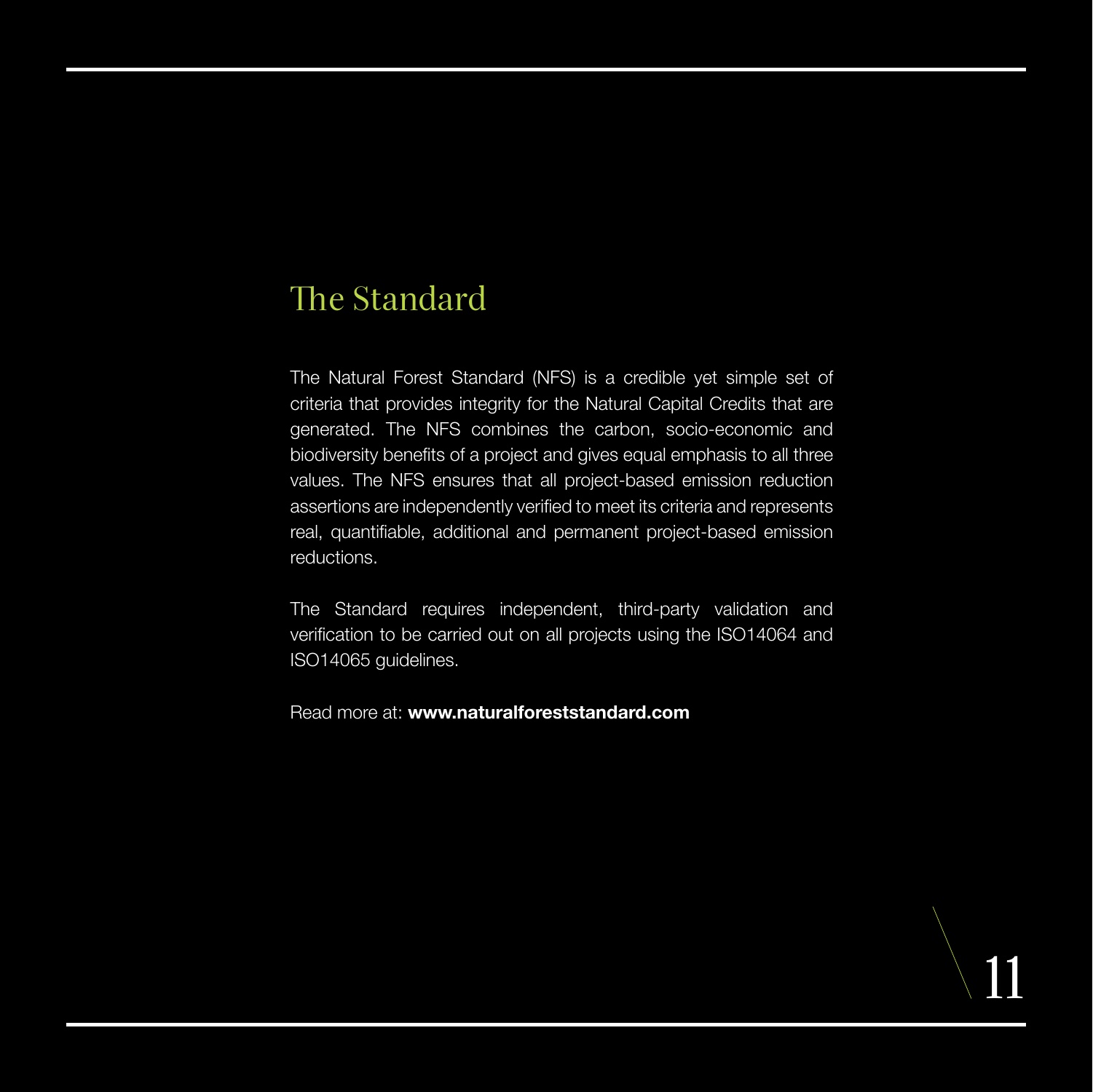# The Standard

The Natural Forest Standard (NFS) is a credible yet simple set of criteria that provides integrity for the Natural Capital Credits that are generated. The NFS combines the carbon, socio-economic and biodiversity benefits of a project and gives equal emphasis to all three values. The NFS ensures that all project-based emission reduction assertions are independently verified to meet its criteria and represents real, quantifiable, additional and permanent project-based emission reductions.

The Standard requires independent, third-party validation and verification to be carried out on all projects using the ISO14064 and ISO14065 guidelines.

Read more at: **www.naturalforeststandard.com**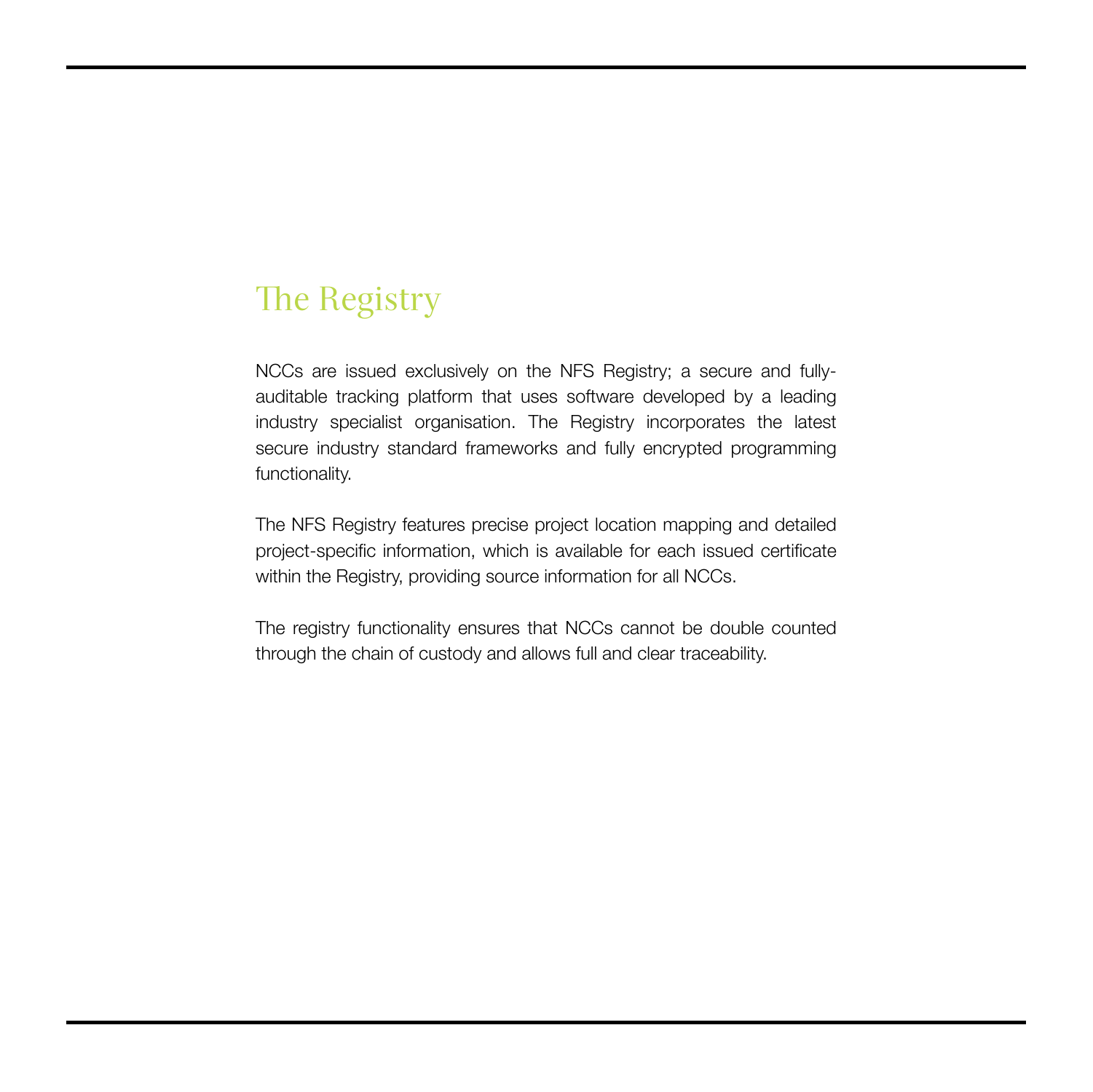# The Registry

NCCs are issued exclusively on the NFS Registry; a secure and fully-auditable tracking platform that uses software developed by a leading industry specialist organisation. The Registry incorporates the latest secure industry standard frameworks and fully encrypted programming functionality.

The NFS Registry features precise project location mapping and detailed project-specific information, which is available for each issued certificate within the Registry, providing source information for all NCCs.

The registry functionality ensures that NCCs cannot be double counted through the chain of custody and allows full and clear traceability.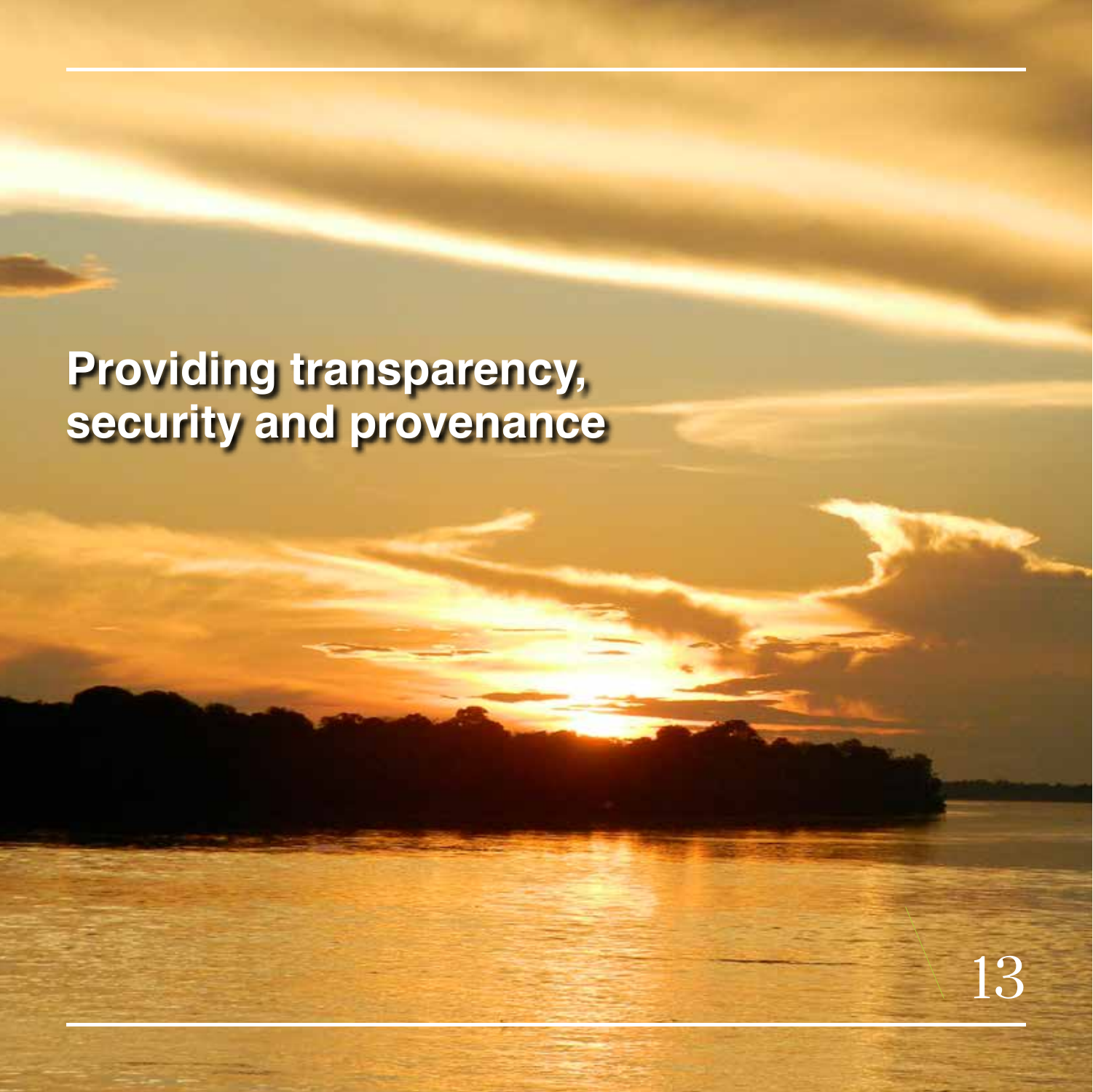# Providing transparency, security and provenance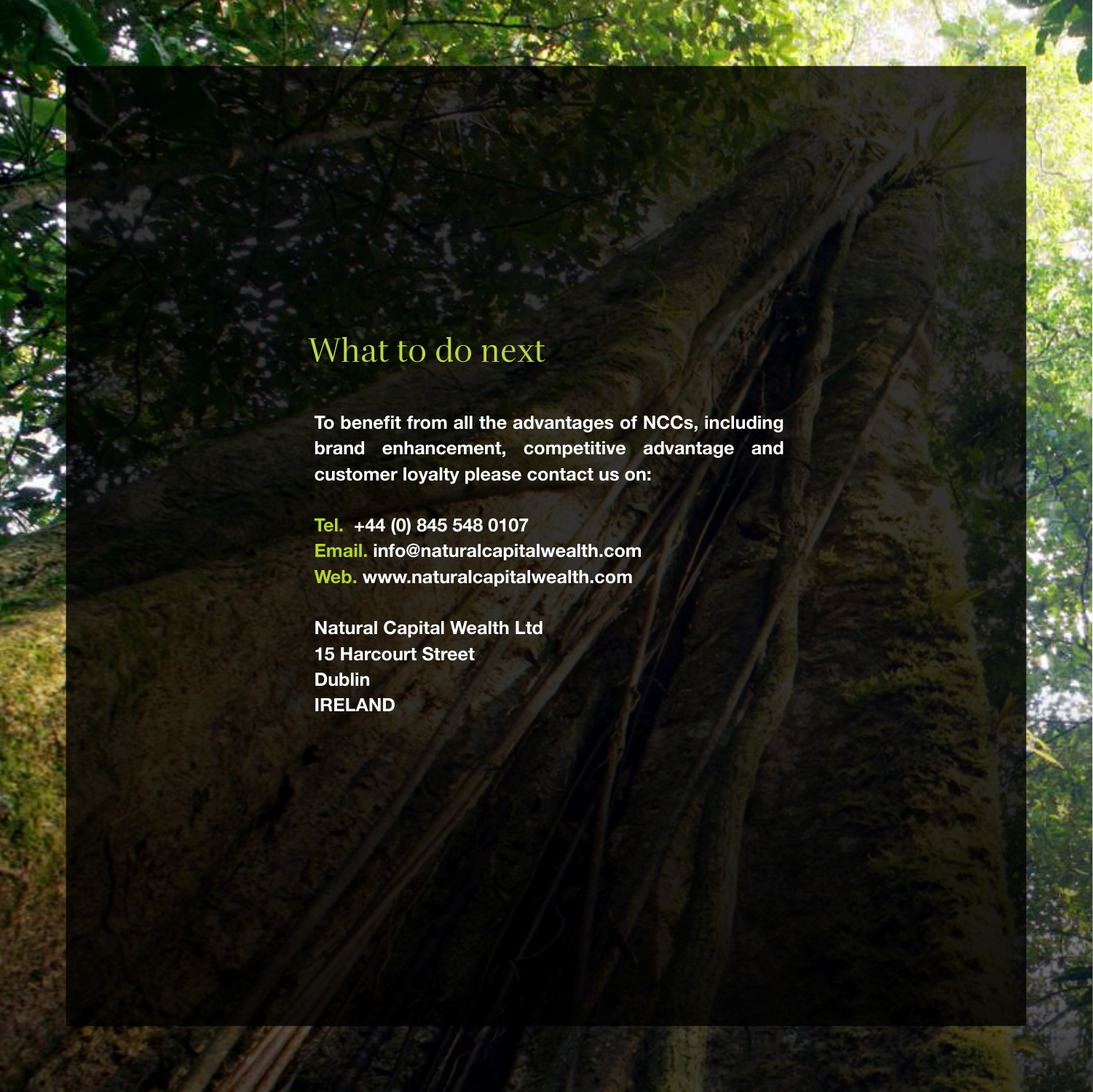# What to do next

**To benefit from all the advantages of NCCs, including brand enhancement, competitive advantage and customer loyalty please contact us on:**

**Tel.** **+44 (0) 845 548 0107**
**Email.** **info@naturalcapitalwealth.com**
**Web.** **www.naturalcapitalwealth.com**

**Natural Capital Wealth Ltd**
**15 Harcourt Street**
**Dublin**
**IRELAND**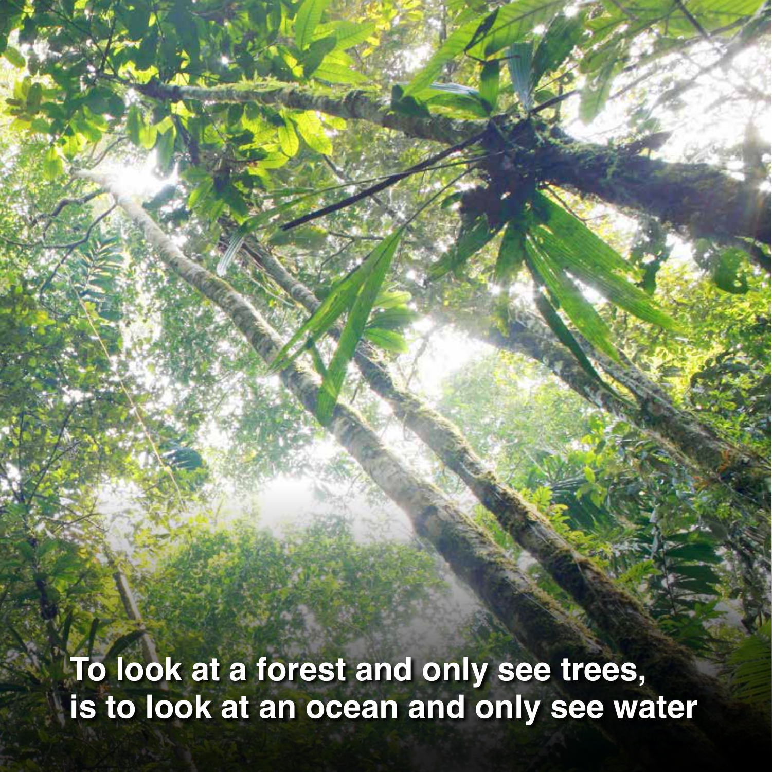**To look at a forest and only see trees, is to look at an ocean and only see water**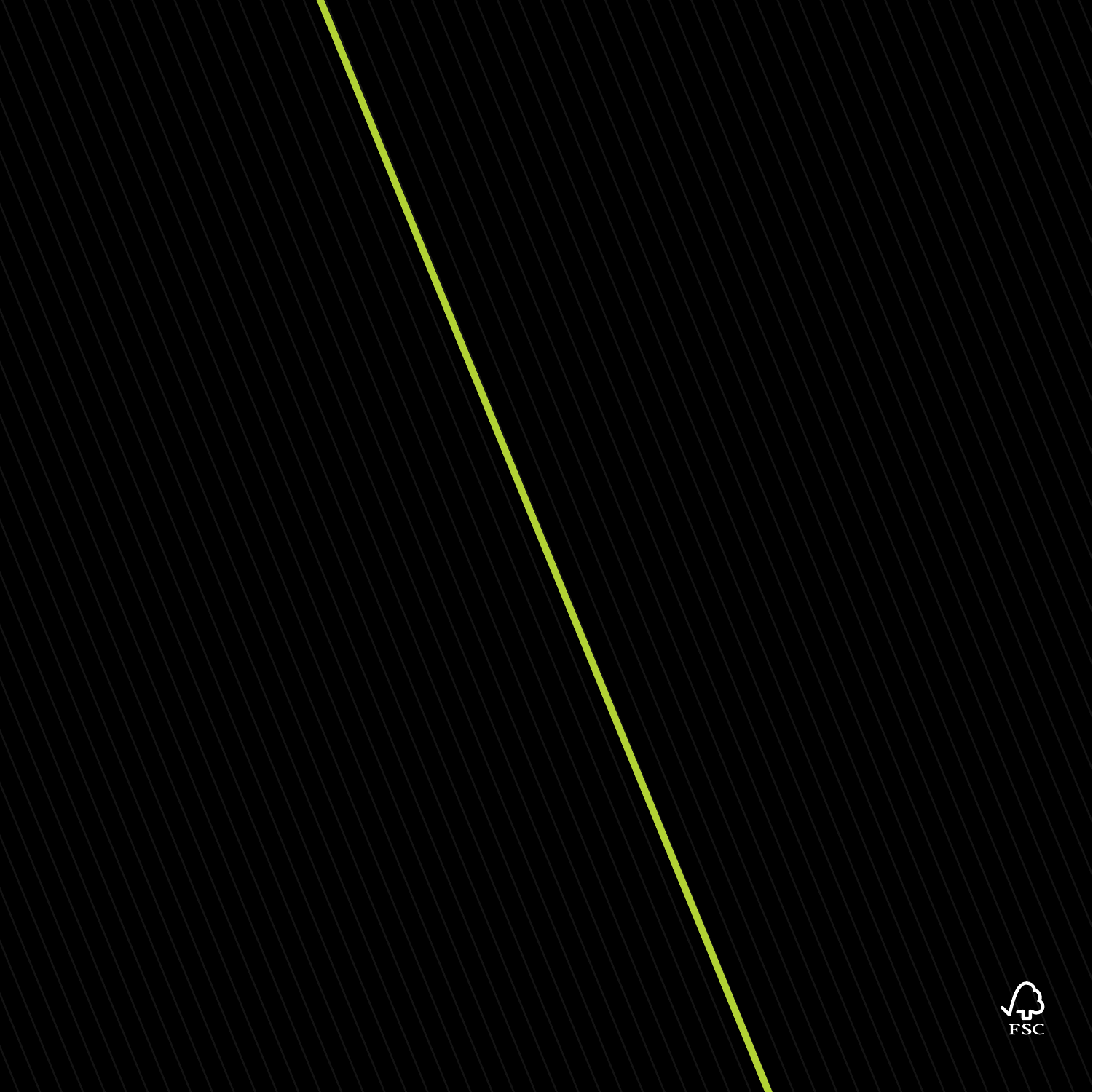FSC